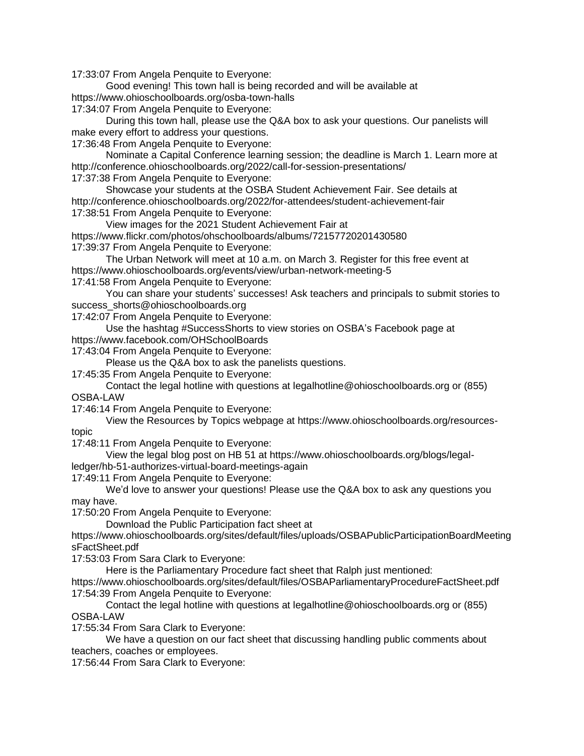17:33:07 From Angela Penquite to Everyone:

Good evening! This town hall is being recorded and will be available at https://www.ohioschoolboards.org/osba-town-halls

17:34:07 From Angela Penquite to Everyone:

During this town hall, please use the Q&A box to ask your questions. Our panelists will make every effort to address your questions.

17:36:48 From Angela Penquite to Everyone:

Nominate a Capital Conference learning session; the deadline is March 1. Learn more at http://conference.ohioschoolboards.org/2022/call-for-session-presentations/

17:37:38 From Angela Penquite to Everyone:

Showcase your students at the OSBA Student Achievement Fair. See details at http://conference.ohioschoolboards.org/2022/for-attendees/student-achievement-fair

17:38:51 From Angela Penquite to Everyone:

View images for the 2021 Student Achievement Fair at https://www.flickr.com/photos/ohschoolboards/albums/72157720201430580

17:39:37 From Angela Penquite to Everyone:

The Urban Network will meet at 10 a.m. on March 3. Register for this free event at https://www.ohioschoolboards.org/events/view/urban-network-meeting-5

17:41:58 From Angela Penquite to Everyone:

You can share your students' successes! Ask teachers and principals to submit stories to success_shorts@ohioschoolboards.org

17:42:07 From Angela Penquite to Everyone:

Use the hashtag #SuccessShorts to view stories on OSBA's Facebook page at https://www.facebook.com/OHSchoolBoards

17:43:04 From Angela Penquite to Everyone:

Please us the Q&A box to ask the panelists questions.

17:45:35 From Angela Penquite to Everyone:

Contact the legal hotline with questions at legalhotline@ohioschoolboards.org or (855) OSBA-LAW

17:46:14 From Angela Penquite to Everyone:

View the Resources by Topics webpage at https://www.ohioschoolboards.org/resources-topic

17:48:11 From Angela Penquite to Everyone:

View the legal blog post on HB 51 at https://www.ohioschoolboards.org/blogs/legal-ledger/hb-51-authorizes-virtual-board-meetings-again

17:49:11 From Angela Penquite to Everyone:

We'd love to answer your questions! Please use the Q&A box to ask any questions you may have.

17:50:20 From Angela Penquite to Everyone:

Download the Public Participation fact sheet at https://www.ohioschoolboards.org/sites/default/files/uploads/OSBAPublicParticipationBoardMeetingsFactSheet.pdf

17:53:03 From Sara Clark to Everyone:

Here is the Parliamentary Procedure fact sheet that Ralph just mentioned: https://www.ohioschoolboards.org/sites/default/files/OSBAParliamentaryProcedureFactSheet.pdf

17:54:39 From Angela Penquite to Everyone:

Contact the legal hotline with questions at legalhotline@ohioschoolboards.org or (855) OSBA-LAW

17:55:34 From Sara Clark to Everyone:

We have a question on our fact sheet that discussing handling public comments about teachers, coaches or employees.

17:56:44 From Sara Clark to Everyone: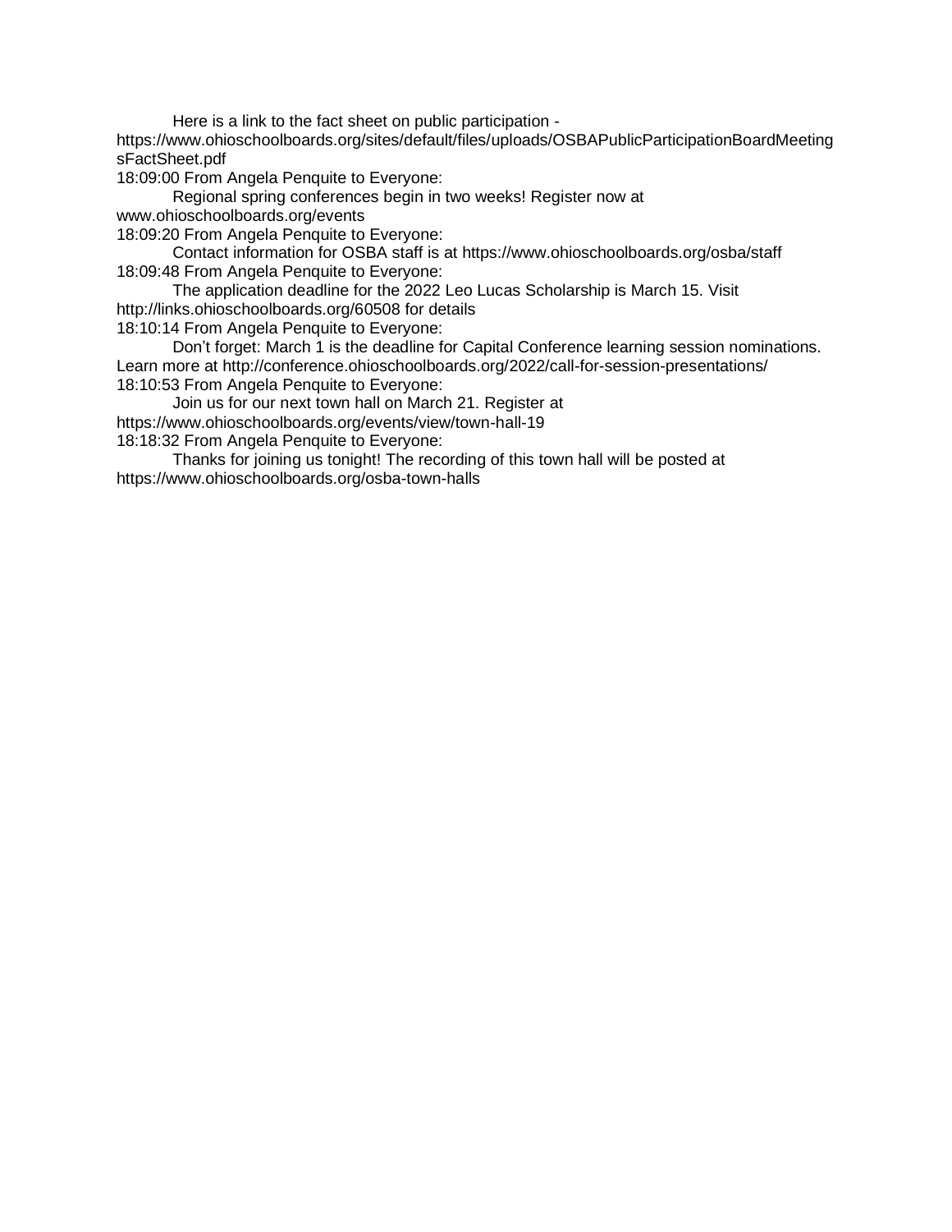Here is a link to the fact sheet on public participation - https://www.ohioschoolboards.org/sites/default/files/uploads/OSBAPublicParticipationBoardMeetingsFactSheet.pdf

18:09:00 From Angela Penquite to Everyone:

Regional spring conferences begin in two weeks! Register now at www.ohioschoolboards.org/events

18:09:20 From Angela Penquite to Everyone:

Contact information for OSBA staff is at https://www.ohioschoolboards.org/osba/staff

18:09:48 From Angela Penquite to Everyone:

The application deadline for the 2022 Leo Lucas Scholarship is March 15. Visit http://links.ohioschoolboards.org/60508 for details

18:10:14 From Angela Penquite to Everyone:

Don't forget: March 1 is the deadline for Capital Conference learning session nominations. Learn more at http://conference.ohioschoolboards.org/2022/call-for-session-presentations/

18:10:53 From Angela Penquite to Everyone:

Join us for our next town hall on March 21. Register at https://www.ohioschoolboards.org/events/view/town-hall-19

18:18:32 From Angela Penquite to Everyone:

Thanks for joining us tonight! The recording of this town hall will be posted at https://www.ohioschoolboards.org/osba-town-halls